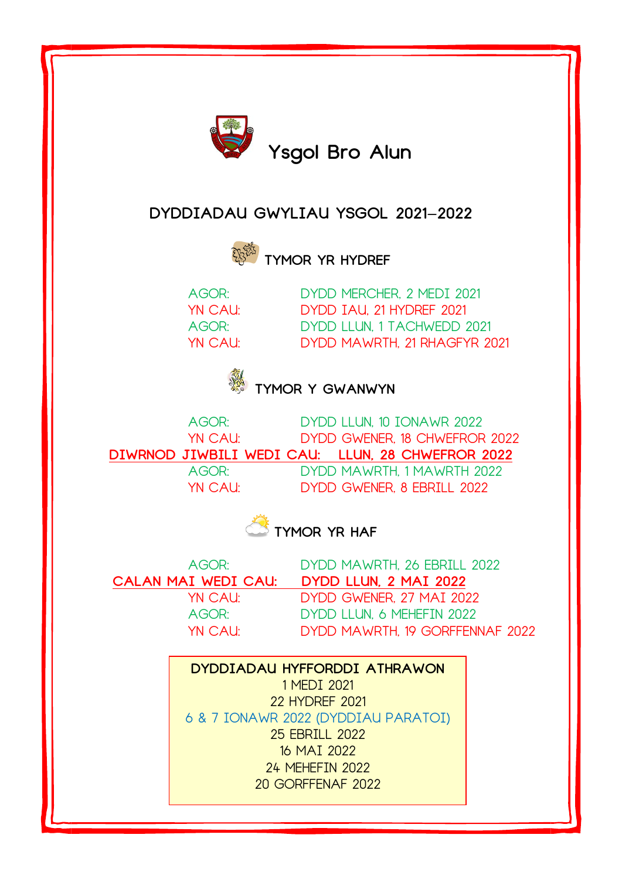# Ysgol Bro Alun

## DYDDIADAU GWYLIAU YSGOL 2021–2022

### TYMOR YR HYDREF

| | |
|---|---|
| AGOR: | DYDD MERCHER, 2 MEDI 2021 |
| YN CAU: | DYDD IAU, 21 HYDREF 2021 |
| AGOR: | DYDD LLUN, 1 TACHWEDD 2021 |
| YN CAU: | DYDD MAWRTH, 21 RHAGFYR 2021 |

### TYMOR Y GWANWYN

| | |
|---|---|
| AGOR: | DYDD LLUN, 10 IONAWR 2022 |
| YN CAU: | DYDD GWENER, 18 CHWEFROR 2022 |
| **DIWRNOD JIWBILI WEDI CAU:** | **LLUN, 28 CHWEFROR 2022** |
| AGOR: | DYDD MAWRTH, 1 MAWRTH 2022 |
| YN CAU: | DYDD GWENER, 8 EBRILL 2022 |

### TYMOR YR HAF

| | |
|---|---|
| AGOR: | DYDD MAWRTH, 26 EBRILL 2022 |
| **CALAN MAI WEDI CAU:** | **DYDD LLUN, 2 MAI 2022** |
| YN CAU: | DYDD GWENER, 27 MAI 2022 |
| AGOR: | DYDD LLUN, 6 MEHEFIN 2022 |
| YN CAU: | DYDD MAWRTH, 19 GORFFENNAF 2022 |

**DYDDIADAU HYFFORDDI ATHRAWON**

1 MEDI 2021
22 HYDREF 2021
6 & 7 IONAWR 2022 (DYDDIAU PARATOI)
25 EBRILL 2022
16 MAI 2022
24 MEHEFIN 2022
20 GORFFENAF 2022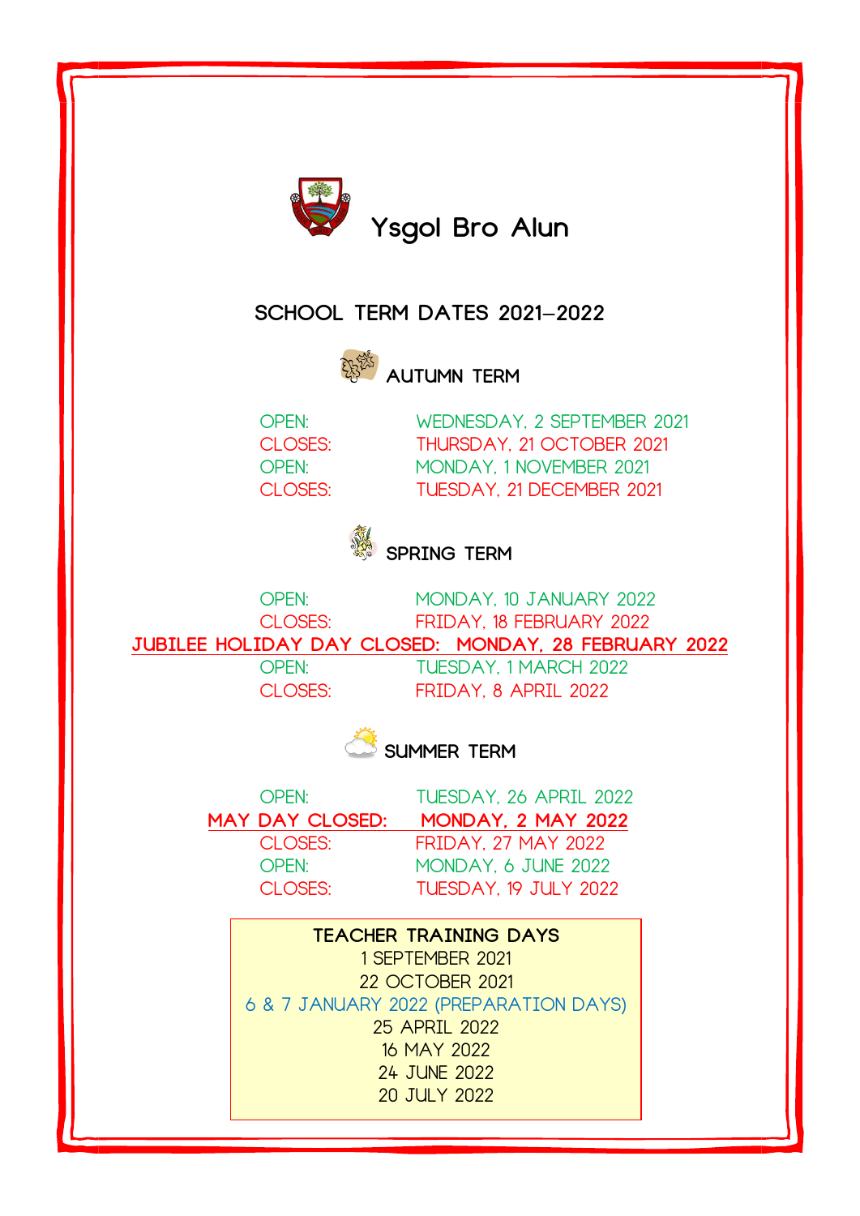# Ysgol Bro Alun

## SCHOOL TERM DATES 2021–2022

### AUTUMN TERM

| | |
|---|---|
| OPEN: | WEDNESDAY, 2 SEPTEMBER 2021 |
| CLOSES: | THURSDAY, 21 OCTOBER 2021 |
| OPEN: | MONDAY, 1 NOVEMBER 2021 |
| CLOSES: | TUESDAY, 21 DECEMBER 2021 |

### SPRING TERM

| | |
|---|---|
| OPEN: | MONDAY, 10 JANUARY 2022 |
| CLOSES: | FRIDAY, 18 FEBRUARY 2022 |
| **JUBILEE HOLIDAY DAY CLOSED:** | **MONDAY, 28 FEBRUARY 2022** |
| OPEN: | TUESDAY, 1 MARCH 2022 |
| CLOSES: | FRIDAY, 8 APRIL 2022 |

### SUMMER TERM

| | |
|---|---|
| OPEN: | TUESDAY, 26 APRIL 2022 |
| **MAY DAY CLOSED:** | **MONDAY, 2 MAY 2022** |
| CLOSES: | FRIDAY, 27 MAY 2022 |
| OPEN: | MONDAY, 6 JUNE 2022 |
| CLOSES: | TUESDAY, 19 JULY 2022 |

**TEACHER TRAINING DAYS**

1 SEPTEMBER 2021
22 OCTOBER 2021
6 & 7 JANUARY 2022 (PREPARATION DAYS)
25 APRIL 2022
16 MAY 2022
24 JUNE 2022
20 JULY 2022